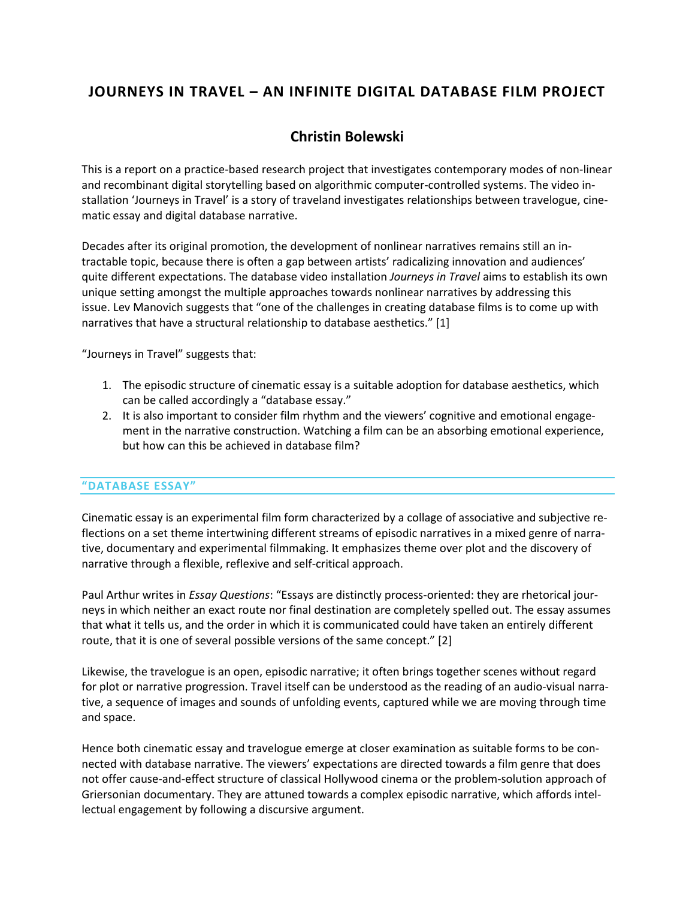# JOURNEYS IN TRAVEL – AN INFINITE DIGITAL DATABASE FILM PROJECT

## Christin Bolewski

This is a report on a practice-based research project that investigates contemporary modes of non-linear and recombinant digital storytelling based on algorithmic computer-controlled systems. The video installation 'Journeys in Travel' is a story of traveland investigates relationships between travelogue, cinematic essay and digital database narrative.

Decades after its original promotion, the development of nonlinear narratives remains still an intractable topic, because there is often a gap between artists' radicalizing innovation and audiences' quite different expectations. The database video installation *Journeys in Travel* aims to establish its own unique setting amongst the multiple approaches towards nonlinear narratives by addressing this issue. Lev Manovich suggests that "one of the challenges in creating database films is to come up with narratives that have a structural relationship to database aesthetics." [1]

"Journeys in Travel" suggests that:

1. The episodic structure of cinematic essay is a suitable adoption for database aesthetics, which can be called accordingly a "database essay."
2. It is also important to consider film rhythm and the viewers' cognitive and emotional engagement in the narrative construction. Watching a film can be an absorbing emotional experience, but how can this be achieved in database film?

### "DATABASE ESSAY"

Cinematic essay is an experimental film form characterized by a collage of associative and subjective reflections on a set theme intertwining different streams of episodic narratives in a mixed genre of narrative, documentary and experimental filmmaking. It emphasizes theme over plot and the discovery of narrative through a flexible, reflexive and self-critical approach.

Paul Arthur writes in *Essay Questions*: "Essays are distinctly process-oriented: they are rhetorical journeys in which neither an exact route nor final destination are completely spelled out. The essay assumes that what it tells us, and the order in which it is communicated could have taken an entirely different route, that it is one of several possible versions of the same concept." [2]

Likewise, the travelogue is an open, episodic narrative; it often brings together scenes without regard for plot or narrative progression. Travel itself can be understood as the reading of an audio-visual narrative, a sequence of images and sounds of unfolding events, captured while we are moving through time and space.

Hence both cinematic essay and travelogue emerge at closer examination as suitable forms to be connected with database narrative. The viewers' expectations are directed towards a film genre that does not offer cause-and-effect structure of classical Hollywood cinema or the problem-solution approach of Griersonian documentary. They are attuned towards a complex episodic narrative, which affords intellectual engagement by following a discursive argument.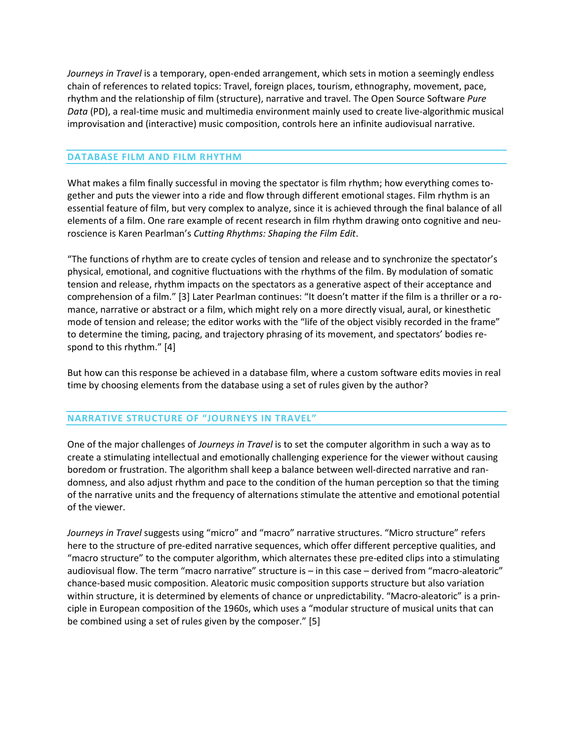*Journeys in Travel* is a temporary, open-ended arrangement, which sets in motion a seemingly endless chain of references to related topics: Travel, foreign places, tourism, ethnography, movement, pace, rhythm and the relationship of film (structure), narrative and travel. The Open Source Software *Pure Data* (PD), a real-time music and multimedia environment mainly used to create live-algorithmic musical improvisation and (interactive) music composition, controls here an infinite audiovisual narrative.

## DATABASE FILM AND FILM RHYTHM

What makes a film finally successful in moving the spectator is film rhythm; how everything comes together and puts the viewer into a ride and flow through different emotional stages. Film rhythm is an essential feature of film, but very complex to analyze, since it is achieved through the final balance of all elements of a film. One rare example of recent research in film rhythm drawing onto cognitive and neuroscience is Karen Pearlman's *Cutting Rhythms: Shaping the Film Edit*.

"The functions of rhythm are to create cycles of tension and release and to synchronize the spectator's physical, emotional, and cognitive fluctuations with the rhythms of the film. By modulation of somatic tension and release, rhythm impacts on the spectators as a generative aspect of their acceptance and comprehension of a film." [3] Later Pearlman continues: "It doesn't matter if the film is a thriller or a romance, narrative or abstract or a film, which might rely on a more directly visual, aural, or kinesthetic mode of tension and release; the editor works with the "life of the object visibly recorded in the frame" to determine the timing, pacing, and trajectory phrasing of its movement, and spectators' bodies respond to this rhythm." [4]

But how can this response be achieved in a database film, where a custom software edits movies in real time by choosing elements from the database using a set of rules given by the author?

## NARRATIVE STRUCTURE OF "JOURNEYS IN TRAVEL"

One of the major challenges of *Journeys in Travel* is to set the computer algorithm in such a way as to create a stimulating intellectual and emotionally challenging experience for the viewer without causing boredom or frustration. The algorithm shall keep a balance between well-directed narrative and randomness, and also adjust rhythm and pace to the condition of the human perception so that the timing of the narrative units and the frequency of alternations stimulate the attentive and emotional potential of the viewer.

*Journeys in Travel* suggests using "micro" and "macro" narrative structures. "Micro structure" refers here to the structure of pre-edited narrative sequences, which offer different perceptive qualities, and "macro structure" to the computer algorithm, which alternates these pre-edited clips into a stimulating audiovisual flow. The term "macro narrative" structure is – in this case – derived from "macro-aleatoric" chance-based music composition. Aleatoric music composition supports structure but also variation within structure, it is determined by elements of chance or unpredictability. "Macro-aleatoric" is a principle in European composition of the 1960s, which uses a "modular structure of musical units that can be combined using a set of rules given by the composer." [5]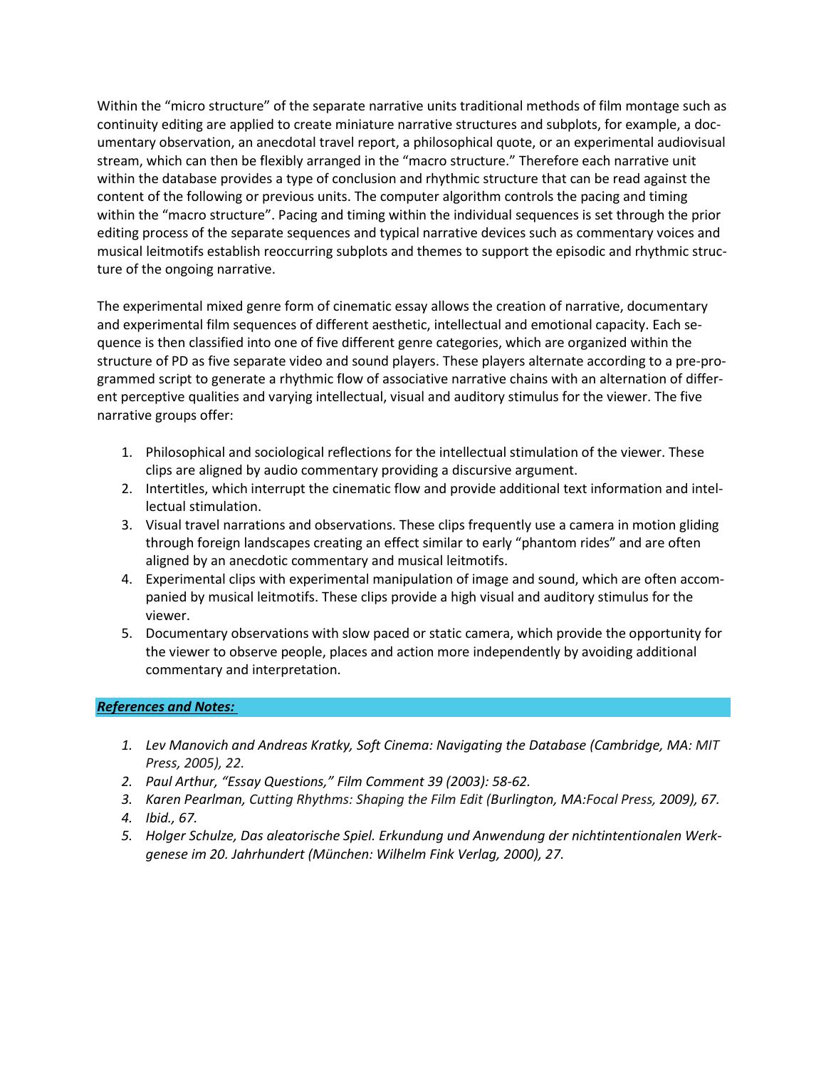Within the "micro structure" of the separate narrative units traditional methods of film montage such as continuity editing are applied to create miniature narrative structures and subplots, for example, a documentary observation, an anecdotal travel report, a philosophical quote, or an experimental audiovisual stream, which can then be flexibly arranged in the "macro structure." Therefore each narrative unit within the database provides a type of conclusion and rhythmic structure that can be read against the content of the following or previous units. The computer algorithm controls the pacing and timing within the "macro structure". Pacing and timing within the individual sequences is set through the prior editing process of the separate sequences and typical narrative devices such as commentary voices and musical leitmotifs establish reoccurring subplots and themes to support the episodic and rhythmic structure of the ongoing narrative.

The experimental mixed genre form of cinematic essay allows the creation of narrative, documentary and experimental film sequences of different aesthetic, intellectual and emotional capacity. Each sequence is then classified into one of five different genre categories, which are organized within the structure of PD as five separate video and sound players. These players alternate according to a pre-programmed script to generate a rhythmic flow of associative narrative chains with an alternation of different perceptive qualities and varying intellectual, visual and auditory stimulus for the viewer. The five narrative groups offer:

1. Philosophical and sociological reflections for the intellectual stimulation of the viewer. These clips are aligned by audio commentary providing a discursive argument.
2. Intertitles, which interrupt the cinematic flow and provide additional text information and intellectual stimulation.
3. Visual travel narrations and observations. These clips frequently use a camera in motion gliding through foreign landscapes creating an effect similar to early "phantom rides" and are often aligned by an anecdotic commentary and musical leitmotifs.
4. Experimental clips with experimental manipulation of image and sound, which are often accompanied by musical leitmotifs. These clips provide a high visual and auditory stimulus for the viewer.
5. Documentary observations with slow paced or static camera, which provide the opportunity for the viewer to observe people, places and action more independently by avoiding additional commentary and interpretation.

## ***References and Notes:***

1. *Lev Manovich and Andreas Kratky, Soft Cinema: Navigating the Database (Cambridge, MA: MIT Press, 2005), 22.*
2. *Paul Arthur, "Essay Questions," Film Comment 39 (2003): 58-62.*
3. *Karen Pearlman, Cutting Rhythms: Shaping the Film Edit (Burlington, MA:Focal Press, 2009), 67.*
4. *Ibid., 67.*
5. *Holger Schulze, Das aleatorische Spiel. Erkundung und Anwendung der nichtintentionalen Werkgenese im 20. Jahrhundert (München: Wilhelm Fink Verlag, 2000), 27.*